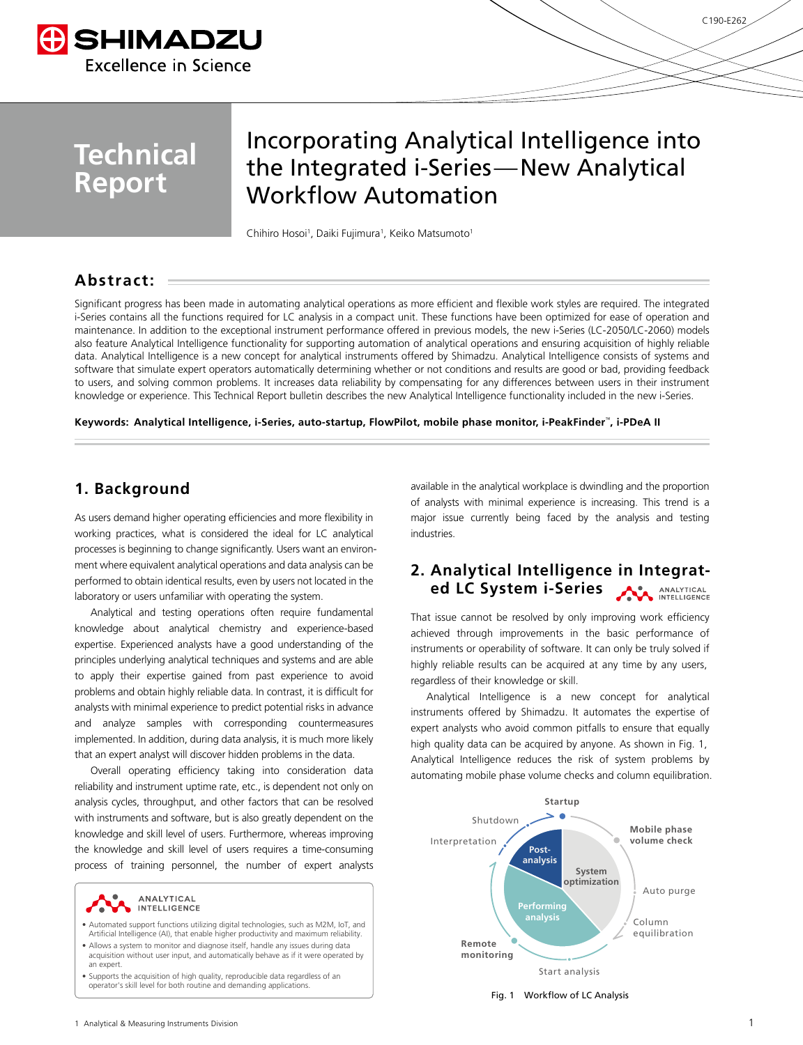C190-E262

# Technical Report

# Incorporating Analytical Intelligence into the Integrated i-Series—New Analytical Workflow Automation

Chihiro Hosoi[1], Daiki Fujimura[1], Keiko Matsumoto[1]

## Abstract:

Significant progress has been made in automating analytical operations as more efficient and flexible work styles are required. The integrated i-Series contains all the functions required for LC analysis in a compact unit. These functions have been optimized for ease of operation and maintenance. In addition to the exceptional instrument performance offered in previous models, the new i-Series (LC-2050/LC-2060) models also feature Analytical Intelligence functionality for supporting automation of analytical operations and ensuring acquisition of highly reliable data. Analytical Intelligence is a new concept for analytical instruments offered by Shimadzu. Analytical Intelligence consists of systems and software that simulate expert operators automatically determining whether or not conditions and results are good or bad, providing feedback to users, and solving common problems. It increases data reliability by compensating for any differences between users in their instrument knowledge or experience. This Technical Report bulletin describes the new Analytical Intelligence functionality included in the new i-Series.

**Keywords: Analytical Intelligence, i-Series, auto-startup, FlowPilot, mobile phase monitor, i-PeakFinder™, i-PDeA II**

## 1. Background

As users demand higher operating efficiencies and more flexibility in working practices, what is considered the ideal for LC analytical processes is beginning to change significantly. Users want an environment where equivalent analytical operations and data analysis can be performed to obtain identical results, even by users not located in the laboratory or users unfamiliar with operating the system.

Analytical and testing operations often require fundamental knowledge about analytical chemistry and experience-based expertise. Experienced analysts have a good understanding of the principles underlying analytical techniques and systems and are able to apply their expertise gained from past experience to avoid problems and obtain highly reliable data. In contrast, it is difficult for analysts with minimal experience to predict potential risks in advance and analyze samples with corresponding countermeasures implemented. In addition, during data analysis, it is much more likely that an expert analyst will discover hidden problems in the data.

Overall operating efficiency taking into consideration data reliability and instrument uptime rate, etc., is dependent not only on analysis cycles, throughput, and other factors that can be resolved with instruments and software, but is also greatly dependent on the knowledge and skill level of users. Furthermore, whereas improving the knowledge and skill level of users requires a time-consuming process of training personnel, the number of expert analysts available in the analytical workplace is dwindling and the proportion of analysts with minimal experience is increasing. This trend is a major issue currently being faced by the analysis and testing industries.

> **ANALYTICAL INTELLIGENCE**
>
> - Automated support functions utilizing digital technologies, such as M2M, IoT, and Artificial Intelligence (AI), that enable higher productivity and maximum reliability.
> - Allows a system to monitor and diagnose itself, handle any issues during data acquisition without user input, and automatically behave as if it were operated by an expert.
> - Supports the acquisition of high quality, reproducible data regardless of an operator's skill level for both routine and demanding applications.

## 2. Analytical Intelligence in Integrated LC System i-Series

That issue cannot be resolved by only improving work efficiency achieved through improvements in the basic performance of instruments or operability of software. It can only be truly solved if highly reliable results can be acquired at any time by any users, regardless of their knowledge or skill.

Analytical Intelligence is a new concept for analytical instruments offered by Shimadzu. It automates the expertise of expert analysts who avoid common pitfalls to ensure that equally high quality data can be acquired by anyone. As shown in Fig. 1, Analytical Intelligence reduces the risk of system problems by automating mobile phase volume checks and column equilibration.

Startup · Mobile phase volume check · Auto purge · Column equilibration · Start analysis · Remote monitoring · Interpretation · Shutdown
System optimization · Performing analysis · Post-analysis

Fig. 1 Workflow of LC Analysis

1 Analytical & Measuring Instruments Division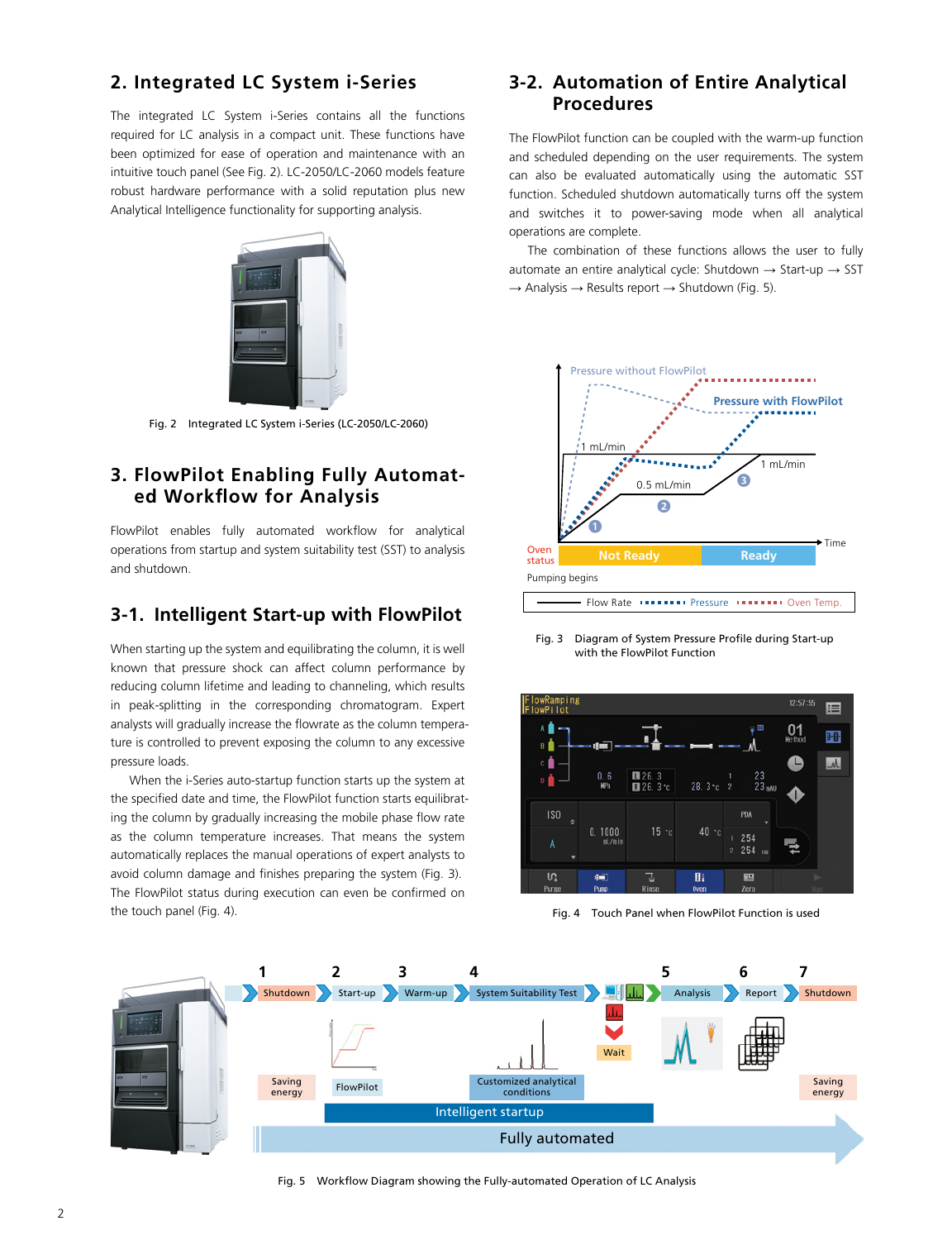## 2. Integrated LC System i-Series

The integrated LC System i-Series contains all the functions required for LC analysis in a compact unit. These functions have been optimized for ease of operation and maintenance with an intuitive touch panel (See Fig. 2). LC-2050/LC-2060 models feature robust hardware performance with a solid reputation plus new Analytical Intelligence functionality for supporting analysis.

Fig. 2 Integrated LC System i-Series (LC-2050/LC-2060)

## 3. FlowPilot Enabling Fully Automated Workflow for Analysis

FlowPilot enables fully automated workflow for analytical operations from startup and system suitability test (SST) to analysis and shutdown.

### 3-1. Intelligent Start-up with FlowPilot

When starting up the system and equilibrating the column, it is well known that pressure shock can affect column performance by reducing column lifetime and leading to channeling, which results in peak-splitting in the corresponding chromatogram. Expert analysts will gradually increase the flowrate as the column temperature is controlled to prevent exposing the column to any excessive pressure loads.

When the i-Series auto-startup function starts up the system at the specified date and time, the FlowPilot function starts equilibrating the column by gradually increasing the mobile phase flow rate as the column temperature increases. That means the system automatically replaces the manual operations of expert analysts to avoid column damage and finishes preparing the system (Fig. 3). The FlowPilot status during execution can even be confirmed on the touch panel (Fig. 4).

### 3-2. Automation of Entire Analytical Procedures

The FlowPilot function can be coupled with the warm-up function and scheduled depending on the user requirements. The system can also be evaluated automatically using the automatic SST function. Scheduled shutdown automatically turns off the system and switches it to power-saving mode when all analytical operations are complete.

The combination of these functions allows the user to fully automate an entire analytical cycle: Shutdown → Start-up → SST → Analysis → Results report → Shutdown (Fig. 5).

Fig. 3 Diagram of System Pressure Profile during Start-up with the FlowPilot Function

Fig. 4 Touch Panel when FlowPilot Function is used

Fig. 5 Workflow Diagram showing the Fully-automated Operation of LC Analysis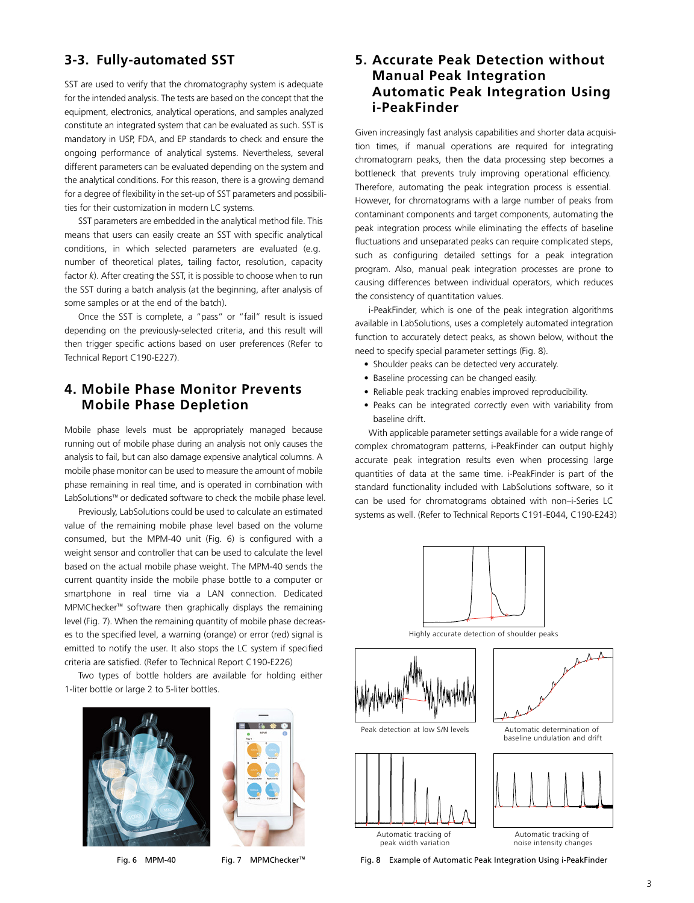## 3-3. Fully-automated SST

SST are used to verify that the chromatography system is adequate for the intended analysis. The tests are based on the concept that the equipment, electronics, analytical operations, and samples analyzed constitute an integrated system that can be evaluated as such. SST is mandatory in USP, FDA, and EP standards to check and ensure the ongoing performance of analytical systems. Nevertheless, several different parameters can be evaluated depending on the system and the analytical conditions. For this reason, there is a growing demand for a degree of flexibility in the set-up of SST parameters and possibilities for their customization in modern LC systems.

SST parameters are embedded in the analytical method file. This means that users can easily create an SST with specific analytical conditions, in which selected parameters are evaluated (e.g. number of theoretical plates, tailing factor, resolution, capacity factor *k*). After creating the SST, it is possible to choose when to run the SST during a batch analysis (at the beginning, after analysis of some samples or at the end of the batch).

Once the SST is complete, a "pass" or "fail" result is issued depending on the previously-selected criteria, and this result will then trigger specific actions based on user preferences (Refer to Technical Report C190-E227).

## 4. Mobile Phase Monitor Prevents Mobile Phase Depletion

Mobile phase levels must be appropriately managed because running out of mobile phase during an analysis not only causes the analysis to fail, but can also damage expensive analytical columns. A mobile phase monitor can be used to measure the amount of mobile phase remaining in real time, and is operated in combination with LabSolutions™ or dedicated software to check the mobile phase level.

Previously, LabSolutions could be used to calculate an estimated value of the remaining mobile phase level based on the volume consumed, but the MPM-40 unit (Fig. 6) is configured with a weight sensor and controller that can be used to calculate the level based on the actual mobile phase weight. The MPM-40 sends the current quantity inside the mobile phase bottle to a computer or smartphone in real time via a LAN connection. Dedicated MPMChecker™ software then graphically displays the remaining level (Fig. 7). When the remaining quantity of mobile phase decreases to the specified level, a warning (orange) or error (red) signal is emitted to notify the user. It also stops the LC system if specified criteria are satisfied. (Refer to Technical Report C190-E226)

Two types of bottle holders are available for holding either 1-liter bottle or large 2 to 5-liter bottles.

Fig. 6 MPM-40

Fig. 7 MPMChecker™

## 5. Accurate Peak Detection without Manual Peak Integration Automatic Peak Integration Using i-PeakFinder

Given increasingly fast analysis capabilities and shorter data acquisition times, if manual operations are required for integrating chromatogram peaks, then the data processing step becomes a bottleneck that prevents truly improving operational efficiency. Therefore, automating the peak integration process is essential. However, for chromatograms with a large number of peaks from contaminant components and target components, automating the peak integration process while eliminating the effects of baseline fluctuations and unseparated peaks can require complicated steps, such as configuring detailed settings for a peak integration program. Also, manual peak integration processes are prone to causing differences between individual operators, which reduces the consistency of quantitation values.

i-PeakFinder, which is one of the peak integration algorithms available in LabSolutions, uses a completely automated integration function to accurately detect peaks, as shown below, without the need to specify special parameter settings (Fig. 8).

- Shoulder peaks can be detected very accurately.
- Baseline processing can be changed easily.
- Reliable peak tracking enables improved reproducibility.
- Peaks can be integrated correctly even with variability from baseline drift.

With applicable parameter settings available for a wide range of complex chromatogram patterns, i-PeakFinder can output highly accurate peak integration results even when processing large quantities of data at the same time. i-PeakFinder is part of the standard functionality included with LabSolutions software, so it can be used for chromatograms obtained with non–i-Series LC systems as well. (Refer to Technical Reports C191-E044, C190-E243)

Highly accurate detection of shoulder peaks

Peak detection at low S/N levels

Automatic determination of baseline undulation and drift

Automatic tracking of peak width variation

Automatic tracking of noise intensity changes

Fig. 8 Example of Automatic Peak Integration Using i-PeakFinder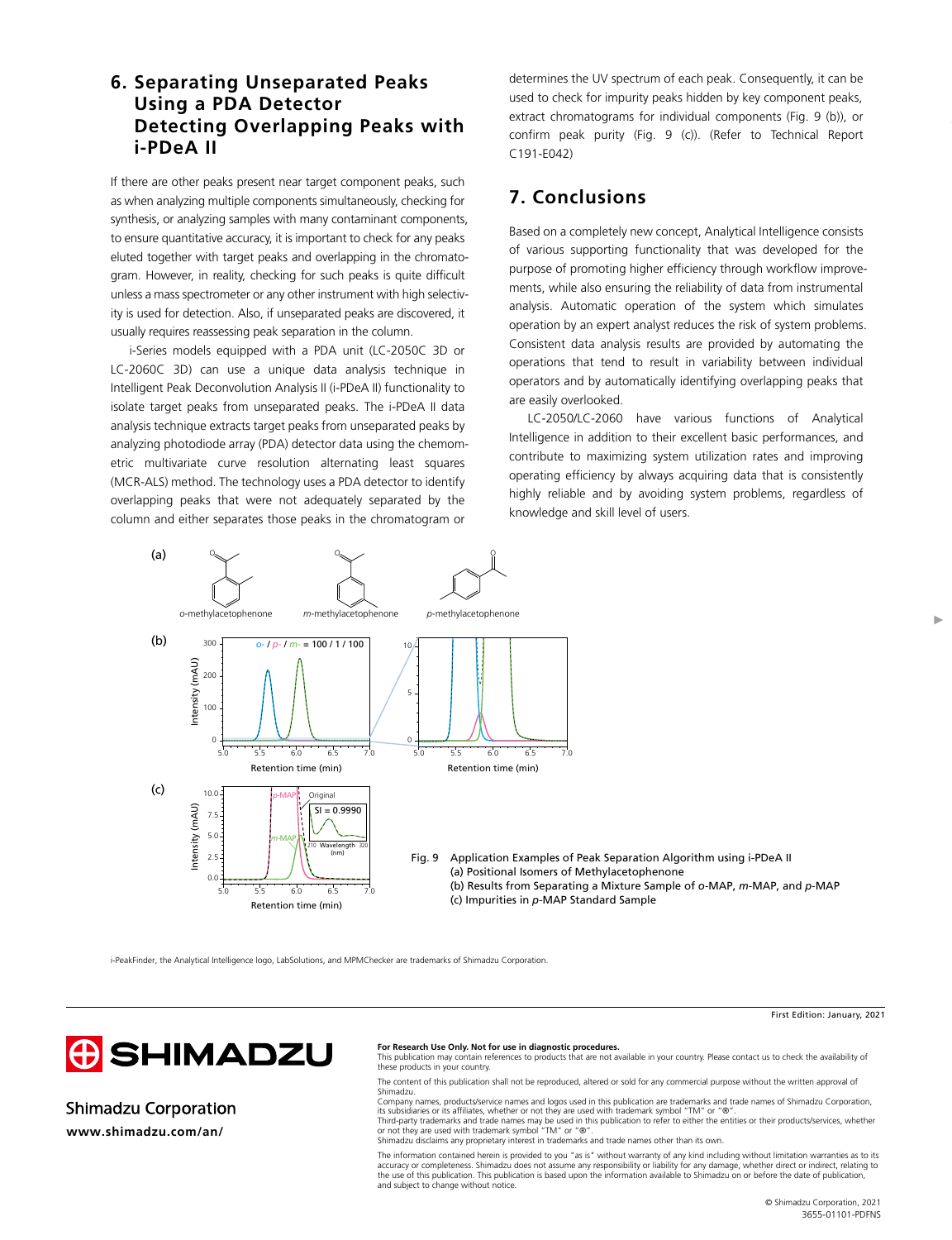## 6. Separating Unseparated Peaks Using a PDA Detector Detecting Overlapping Peaks with i-PDeA II

If there are other peaks present near target component peaks, such as when analyzing multiple components simultaneously, checking for synthesis, or analyzing samples with many contaminant components, to ensure quantitative accuracy, it is important to check for any peaks eluted together with target peaks and overlapping in the chromatogram. However, in reality, checking for such peaks is quite difficult unless a mass spectrometer or any other instrument with high selectivity is used for detection. Also, if unseparated peaks are discovered, it usually requires reassessing peak separation in the column.

i-Series models equipped with a PDA unit (LC-2050C 3D or LC-2060C 3D) can use a unique data analysis technique in Intelligent Peak Deconvolution Analysis II (i-PDeA II) functionality to isolate target peaks from unseparated peaks. The i-PDeA II data analysis technique extracts target peaks from unseparated peaks by analyzing photodiode array (PDA) detector data using the chemometric multivariate curve resolution alternating least squares (MCR-ALS) method. The technology uses a PDA detector to identify overlapping peaks that were not adequately separated by the column and either separates those peaks in the chromatogram or determines the UV spectrum of each peak. Consequently, it can be used to check for impurity peaks hidden by key component peaks, extract chromatograms for individual components (Fig. 9 (b)), or confirm peak purity (Fig. 9 (c)). (Refer to Technical Report C191-E042)

## 7. Conclusions

Based on a completely new concept, Analytical Intelligence consists of various supporting functionality that was developed for the purpose of promoting higher efficiency through workflow improvements, while also ensuring the reliability of data from instrumental analysis. Automatic operation of the system which simulates operation by an expert analyst reduces the risk of system problems. Consistent data analysis results are provided by automating the operations that tend to result in variability between individual operators and by automatically identifying overlapping peaks that are easily overlooked.

LC-2050/LC-2060 have various functions of Analytical Intelligence in addition to their excellent basic performances, and contribute to maximizing system utilization rates and improving operating efficiency by always acquiring data that is consistently highly reliable and by avoiding system problems, regardless of knowledge and skill level of users.

(a)

o-methylacetophenone
m-methylacetophenone
p-methylacetophenone

(b)

o- / p- / m- = 100 / 1 / 100

Intensity (mAU)

Retention time (min)

(c)

p-MAP
Original
SI = 0.9990
m-MAP
210 Wavelength (nm) 320

Intensity (mAU)

Retention time (min)

Fig. 9 Application Examples of Peak Separation Algorithm using i-PDeA II
(a) Positional Isomers of Methylacetophenone
(b) Results from Separating a Mixture Sample of *o*-MAP, *m*-MAP, and *p*-MAP
(c) Impurities in *p*-MAP Standard Sample

i-PeakFinder, the Analytical Intelligence logo, LabSolutions, and MPMChecker are trademarks of Shimadzu Corporation.

First Edition: January, 2021

SHIMADZU

Shimadzu Corporation
www.shimadzu.com/an/

**For Research Use Only. Not for use in diagnostic procedures.**
This publication may contain references to products that are not available in your country. Please contact us to check the availability of these products in your country.

The content of this publication shall not be reproduced, altered or sold for any commercial purpose without the written approval of Shimadzu.
Company names, products/service names and logos used in this publication are trademarks and trade names of Shimadzu Corporation, its subsidiaries or its affiliates, whether or not they are used with trademark symbol "TM" or "®".
Third-party trademarks and trade names may be used in this publication to refer to either the entities or their products/services, whether or not they are used with trademark symbol "TM" or "®".
Shimadzu disclaims any proprietary interest in trademarks and trade names other than its own.

The information contained herein is provided to you "as is" without warranty of any kind including without limitation warranties as to its accuracy or completeness. Shimadzu does not assume any responsibility or liability for any damage, whether direct or indirect, relating to the use of this publication. This publication is based upon the information available to Shimadzu on or before the date of publication, and subject to change without notice.

© Shimadzu Corporation, 2021
3655-01101-PDFNS